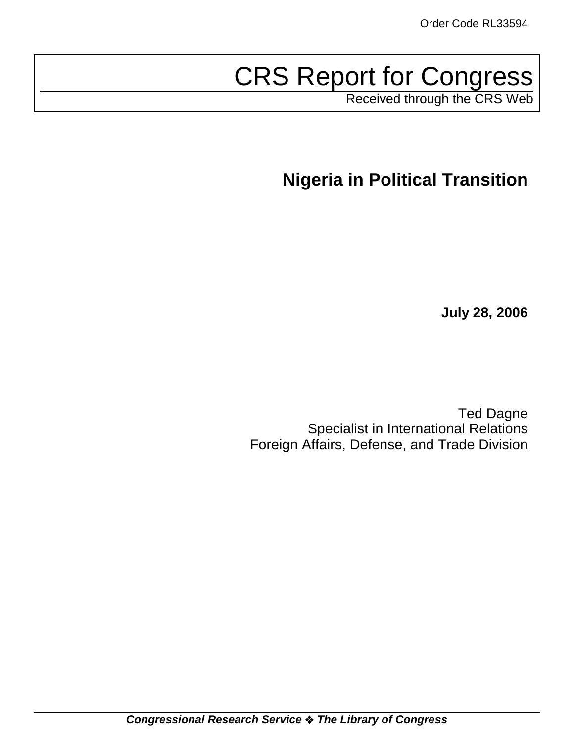Order Code RL33594

# CRS Report for Congress

Received through the CRS Web

## Nigeria in Political Transition

**July 28, 2006**

Ted Dagne
Specialist in International Relations
Foreign Affairs, Defense, and Trade Division

***Congressional Research Service ❖ The Library of Congress***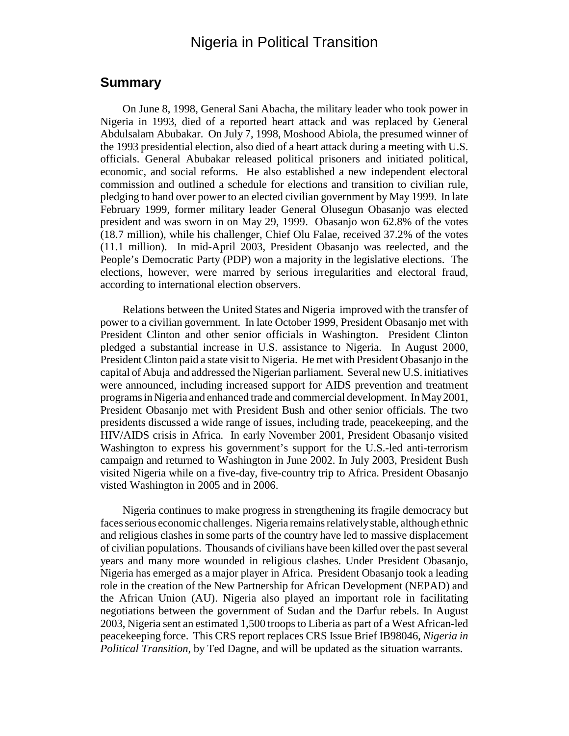# Nigeria in Political Transition

## Summary

On June 8, 1998, General Sani Abacha, the military leader who took power in Nigeria in 1993, died of a reported heart attack and was replaced by General Abdulsalam Abubakar. On July 7, 1998, Moshood Abiola, the presumed winner of the 1993 presidential election, also died of a heart attack during a meeting with U.S. officials. General Abubakar released political prisoners and initiated political, economic, and social reforms. He also established a new independent electoral commission and outlined a schedule for elections and transition to civilian rule, pledging to hand over power to an elected civilian government by May 1999. In late February 1999, former military leader General Olusegun Obasanjo was elected president and was sworn in on May 29, 1999. Obasanjo won 62.8% of the votes (18.7 million), while his challenger, Chief Olu Falae, received 37.2% of the votes (11.1 million). In mid-April 2003, President Obasanjo was reelected, and the People's Democratic Party (PDP) won a majority in the legislative elections. The elections, however, were marred by serious irregularities and electoral fraud, according to international election observers.

Relations between the United States and Nigeria improved with the transfer of power to a civilian government. In late October 1999, President Obasanjo met with President Clinton and other senior officials in Washington. President Clinton pledged a substantial increase in U.S. assistance to Nigeria. In August 2000, President Clinton paid a state visit to Nigeria. He met with President Obasanjo in the capital of Abuja and addressed the Nigerian parliament. Several new U.S. initiatives were announced, including increased support for AIDS prevention and treatment programs in Nigeria and enhanced trade and commercial development. In May 2001, President Obasanjo met with President Bush and other senior officials. The two presidents discussed a wide range of issues, including trade, peacekeeping, and the HIV/AIDS crisis in Africa. In early November 2001, President Obasanjo visited Washington to express his government's support for the U.S.-led anti-terrorism campaign and returned to Washington in June 2002. In July 2003, President Bush visited Nigeria while on a five-day, five-country trip to Africa. President Obasanjo visted Washington in 2005 and in 2006.

Nigeria continues to make progress in strengthening its fragile democracy but faces serious economic challenges. Nigeria remains relatively stable, although ethnic and religious clashes in some parts of the country have led to massive displacement of civilian populations. Thousands of civilians have been killed over the past several years and many more wounded in religious clashes. Under President Obasanjo, Nigeria has emerged as a major player in Africa. President Obasanjo took a leading role in the creation of the New Partnership for African Development (NEPAD) and the African Union (AU). Nigeria also played an important role in facilitating negotiations between the government of Sudan and the Darfur rebels. In August 2003, Nigeria sent an estimated 1,500 troops to Liberia as part of a West African-led peacekeeping force. This CRS report replaces CRS Issue Brief IB98046, *Nigeria in Political Transition*, by Ted Dagne, and will be updated as the situation warrants.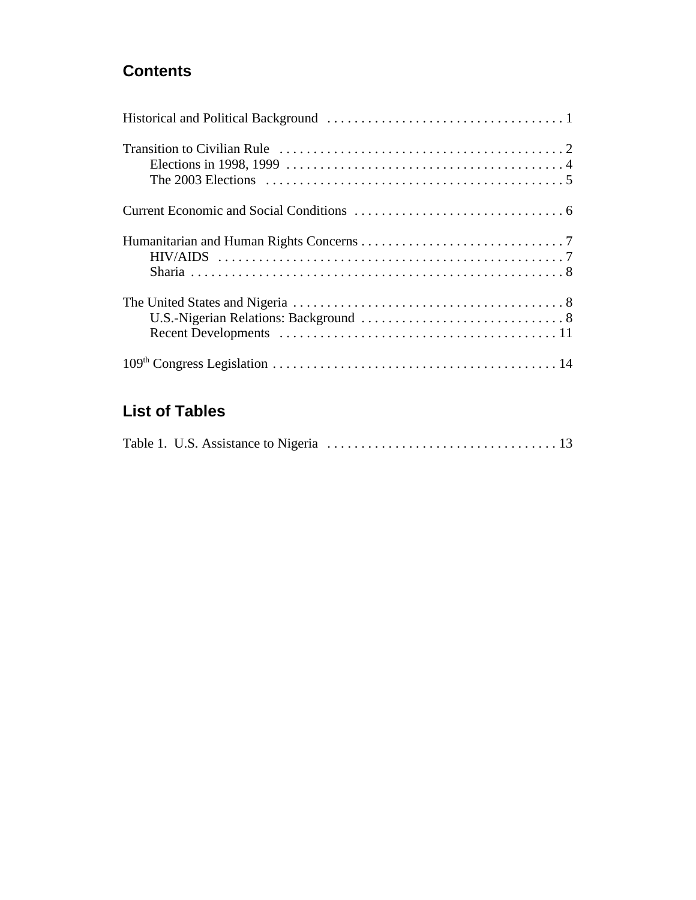## Contents

Historical and Political Background . . . . . . . . . . . . . . . . . . . . . . . . . . . . . . . . . . . 1

Transition to Civilian Rule . . . . . . . . . . . . . . . . . . . . . . . . . . . . . . . . . . . . . . . . . . 2
- Elections in 1998, 1999 . . . . . . . . . . . . . . . . . . . . . . . . . . . . . . . . . . . . . . . . . 4
- The 2003 Elections . . . . . . . . . . . . . . . . . . . . . . . . . . . . . . . . . . . . . . . . . . . . 5

Current Economic and Social Conditions . . . . . . . . . . . . . . . . . . . . . . . . . . . . . . . 6

Humanitarian and Human Rights Concerns . . . . . . . . . . . . . . . . . . . . . . . . . . . . . . 7
- HIV/AIDS . . . . . . . . . . . . . . . . . . . . . . . . . . . . . . . . . . . . . . . . . . . . . . . . . . . 7
- Sharia . . . . . . . . . . . . . . . . . . . . . . . . . . . . . . . . . . . . . . . . . . . . . . . . . . . . . . 8

The United States and Nigeria . . . . . . . . . . . . . . . . . . . . . . . . . . . . . . . . . . . . . . . . 8
- U.S.-Nigerian Relations: Background . . . . . . . . . . . . . . . . . . . . . . . . . . . . . . 8
- Recent Developments . . . . . . . . . . . . . . . . . . . . . . . . . . . . . . . . . . . . . . . . . 11

109th Congress Legislation . . . . . . . . . . . . . . . . . . . . . . . . . . . . . . . . . . . . . . . . . . 14

## List of Tables

Table 1. U.S. Assistance to Nigeria . . . . . . . . . . . . . . . . . . . . . . . . . . . . . . . . . . 13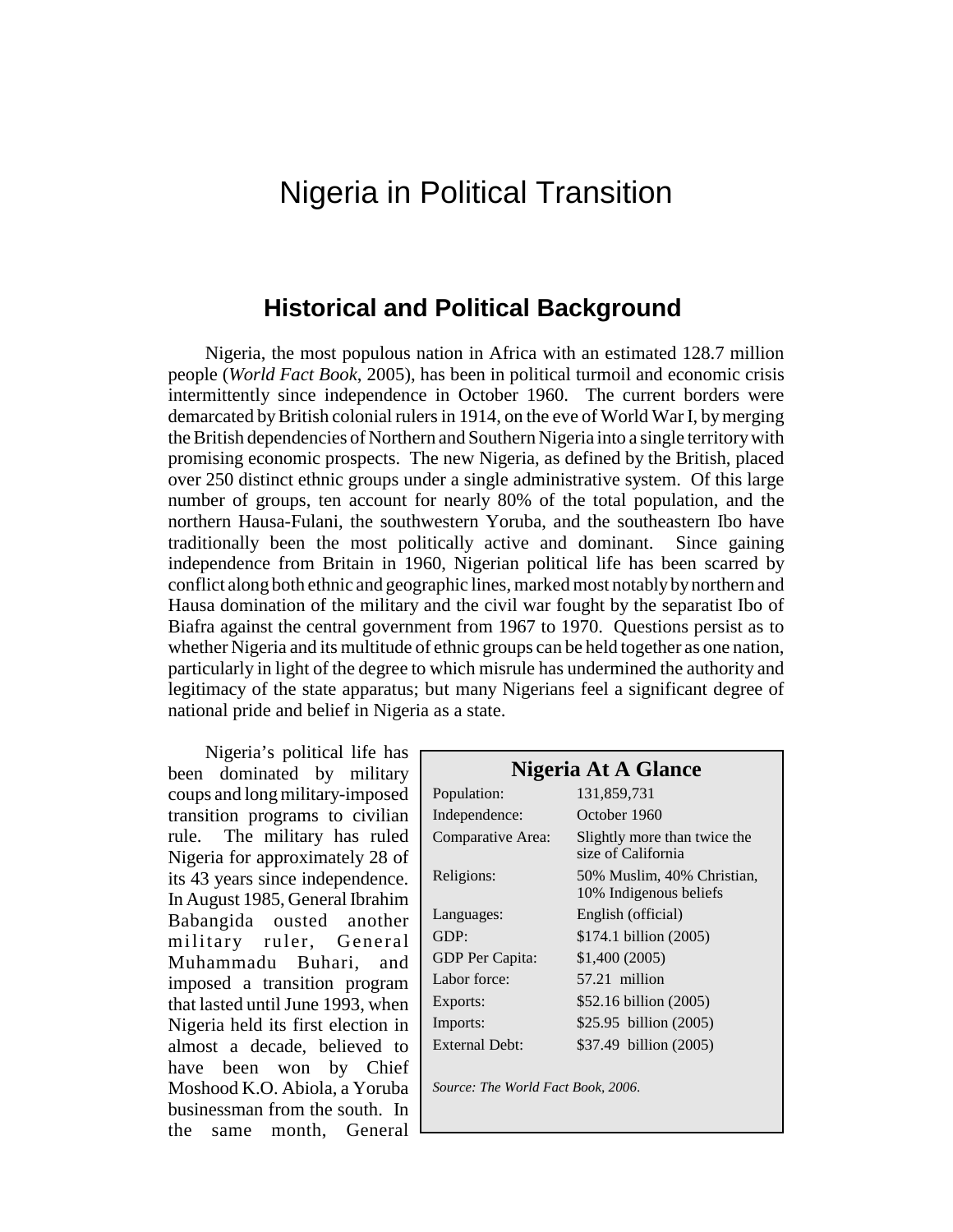# Nigeria in Political Transition

## Historical and Political Background

Nigeria, the most populous nation in Africa with an estimated 128.7 million people (*World Fact Book*, 2005), has been in political turmoil and economic crisis intermittently since independence in October 1960. The current borders were demarcated by British colonial rulers in 1914, on the eve of World War I, by merging the British dependencies of Northern and Southern Nigeria into a single territory with promising economic prospects. The new Nigeria, as defined by the British, placed over 250 distinct ethnic groups under a single administrative system. Of this large number of groups, ten account for nearly 80% of the total population, and the northern Hausa-Fulani, the southwestern Yoruba, and the southeastern Ibo have traditionally been the most politically active and dominant. Since gaining independence from Britain in 1960, Nigerian political life has been scarred by conflict along both ethnic and geographic lines, marked most notably by northern and Hausa domination of the military and the civil war fought by the separatist Ibo of Biafra against the central government from 1967 to 1970. Questions persist as to whether Nigeria and its multitude of ethnic groups can be held together as one nation, particularly in light of the degree to which misrule has undermined the authority and legitimacy of the state apparatus; but many Nigerians feel a significant degree of national pride and belief in Nigeria as a state.

Nigeria's political life has been dominated by military coups and long military-imposed transition programs to civilian rule. The military has ruled Nigeria for approximately 28 of its 43 years since independence. In August 1985, General Ibrahim Babangida ousted another military ruler, General Muhammadu Buhari, and imposed a transition program that lasted until June 1993, when Nigeria held its first election in almost a decade, believed to have been won by Chief Moshood K.O. Abiola, a Yoruba businessman from the south. In the same month, General

**Nigeria At A Glance**

| | |
|---|---|
| Population: | 131,859,731 |
| Independence: | October 1960 |
| Comparative Area: | Slightly more than twice the size of California |
| Religions: | 50% Muslim, 40% Christian, 10% Indigenous beliefs |
| Languages: | English (official) |
| GDP: | $174.1 billion (2005) |
| GDP Per Capita: | $1,400 (2005) |
| Labor force: | 57.21 million |
| Exports: | $52.16 billion (2005) |
| Imports: | $25.95 billion (2005) |
| External Debt: | $37.49 billion (2005) |

*Source: The World Fact Book, 2006.*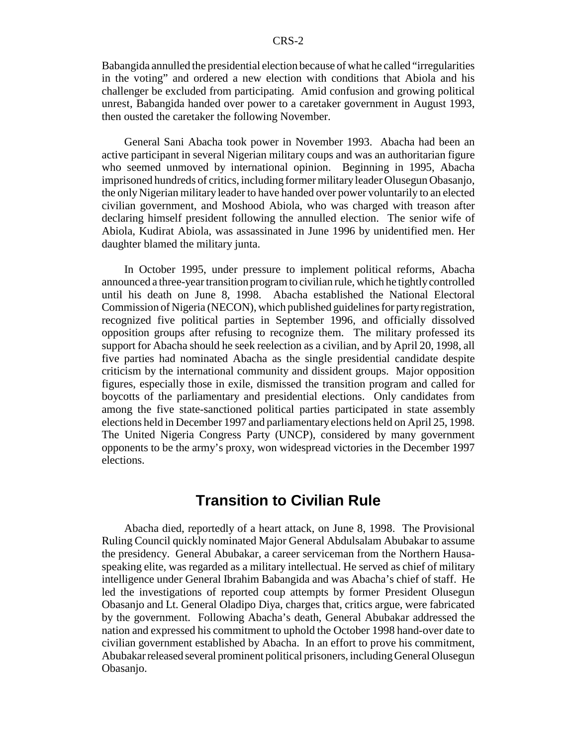Babangida annulled the presidential election because of what he called "irregularities in the voting" and ordered a new election with conditions that Abiola and his challenger be excluded from participating. Amid confusion and growing political unrest, Babangida handed over power to a caretaker government in August 1993, then ousted the caretaker the following November.

General Sani Abacha took power in November 1993. Abacha had been an active participant in several Nigerian military coups and was an authoritarian figure who seemed unmoved by international opinion. Beginning in 1995, Abacha imprisoned hundreds of critics, including former military leader Olusegun Obasanjo, the only Nigerian military leader to have handed over power voluntarily to an elected civilian government, and Moshood Abiola, who was charged with treason after declaring himself president following the annulled election. The senior wife of Abiola, Kudirat Abiola, was assassinated in June 1996 by unidentified men. Her daughter blamed the military junta.

In October 1995, under pressure to implement political reforms, Abacha announced a three-year transition program to civilian rule, which he tightly controlled until his death on June 8, 1998. Abacha established the National Electoral Commission of Nigeria (NECON), which published guidelines for party registration, recognized five political parties in September 1996, and officially dissolved opposition groups after refusing to recognize them. The military professed its support for Abacha should he seek reelection as a civilian, and by April 20, 1998, all five parties had nominated Abacha as the single presidential candidate despite criticism by the international community and dissident groups. Major opposition figures, especially those in exile, dismissed the transition program and called for boycotts of the parliamentary and presidential elections. Only candidates from among the five state-sanctioned political parties participated in state assembly elections held in December 1997 and parliamentary elections held on April 25, 1998. The United Nigeria Congress Party (UNCP), considered by many government opponents to be the army's proxy, won widespread victories in the December 1997 elections.

## Transition to Civilian Rule

Abacha died, reportedly of a heart attack, on June 8, 1998. The Provisional Ruling Council quickly nominated Major General Abdulsalam Abubakar to assume the presidency. General Abubakar, a career serviceman from the Northern Hausa-speaking elite, was regarded as a military intellectual. He served as chief of military intelligence under General Ibrahim Babangida and was Abacha's chief of staff. He led the investigations of reported coup attempts by former President Olusegun Obasanjo and Lt. General Oladipo Diya, charges that, critics argue, were fabricated by the government. Following Abacha's death, General Abubakar addressed the nation and expressed his commitment to uphold the October 1998 hand-over date to civilian government established by Abacha. In an effort to prove his commitment, Abubakar released several prominent political prisoners, including General Olusegun Obasanjo.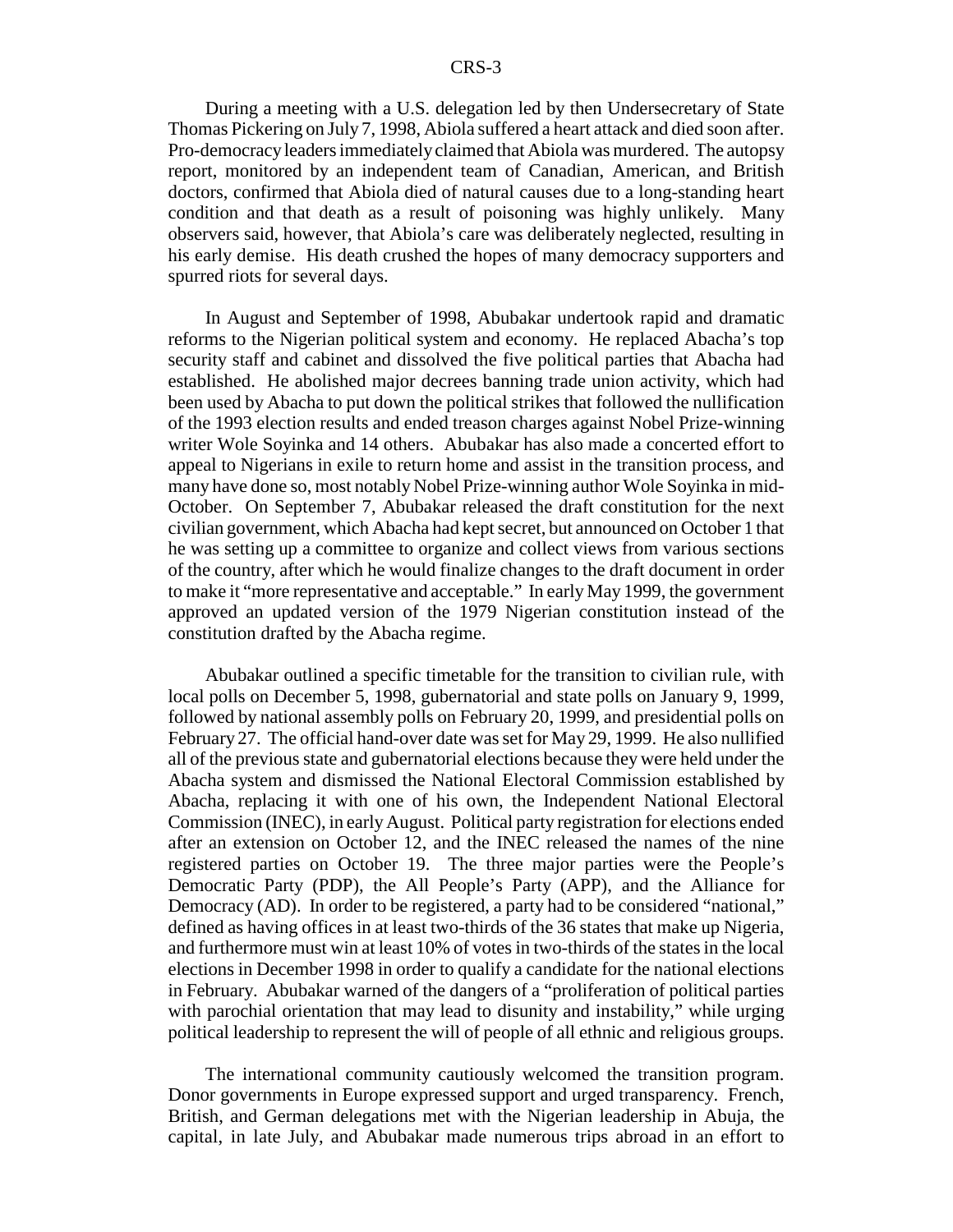During a meeting with a U.S. delegation led by then Undersecretary of State Thomas Pickering on July 7, 1998, Abiola suffered a heart attack and died soon after. Pro-democracy leaders immediately claimed that Abiola was murdered. The autopsy report, monitored by an independent team of Canadian, American, and British doctors, confirmed that Abiola died of natural causes due to a long-standing heart condition and that death as a result of poisoning was highly unlikely. Many observers said, however, that Abiola's care was deliberately neglected, resulting in his early demise. His death crushed the hopes of many democracy supporters and spurred riots for several days.

In August and September of 1998, Abubakar undertook rapid and dramatic reforms to the Nigerian political system and economy. He replaced Abacha's top security staff and cabinet and dissolved the five political parties that Abacha had established. He abolished major decrees banning trade union activity, which had been used by Abacha to put down the political strikes that followed the nullification of the 1993 election results and ended treason charges against Nobel Prize-winning writer Wole Soyinka and 14 others. Abubakar has also made a concerted effort to appeal to Nigerians in exile to return home and assist in the transition process, and many have done so, most notably Nobel Prize-winning author Wole Soyinka in mid-October. On September 7, Abubakar released the draft constitution for the next civilian government, which Abacha had kept secret, but announced on October 1 that he was setting up a committee to organize and collect views from various sections of the country, after which he would finalize changes to the draft document in order to make it "more representative and acceptable." In early May 1999, the government approved an updated version of the 1979 Nigerian constitution instead of the constitution drafted by the Abacha regime.

Abubakar outlined a specific timetable for the transition to civilian rule, with local polls on December 5, 1998, gubernatorial and state polls on January 9, 1999, followed by national assembly polls on February 20, 1999, and presidential polls on February 27. The official hand-over date was set for May 29, 1999. He also nullified all of the previous state and gubernatorial elections because they were held under the Abacha system and dismissed the National Electoral Commission established by Abacha, replacing it with one of his own, the Independent National Electoral Commission (INEC), in early August. Political party registration for elections ended after an extension on October 12, and the INEC released the names of the nine registered parties on October 19. The three major parties were the People's Democratic Party (PDP), the All People's Party (APP), and the Alliance for Democracy (AD). In order to be registered, a party had to be considered "national," defined as having offices in at least two-thirds of the 36 states that make up Nigeria, and furthermore must win at least 10% of votes in two-thirds of the states in the local elections in December 1998 in order to qualify a candidate for the national elections in February. Abubakar warned of the dangers of a "proliferation of political parties with parochial orientation that may lead to disunity and instability," while urging political leadership to represent the will of people of all ethnic and religious groups.

The international community cautiously welcomed the transition program. Donor governments in Europe expressed support and urged transparency. French, British, and German delegations met with the Nigerian leadership in Abuja, the capital, in late July, and Abubakar made numerous trips abroad in an effort to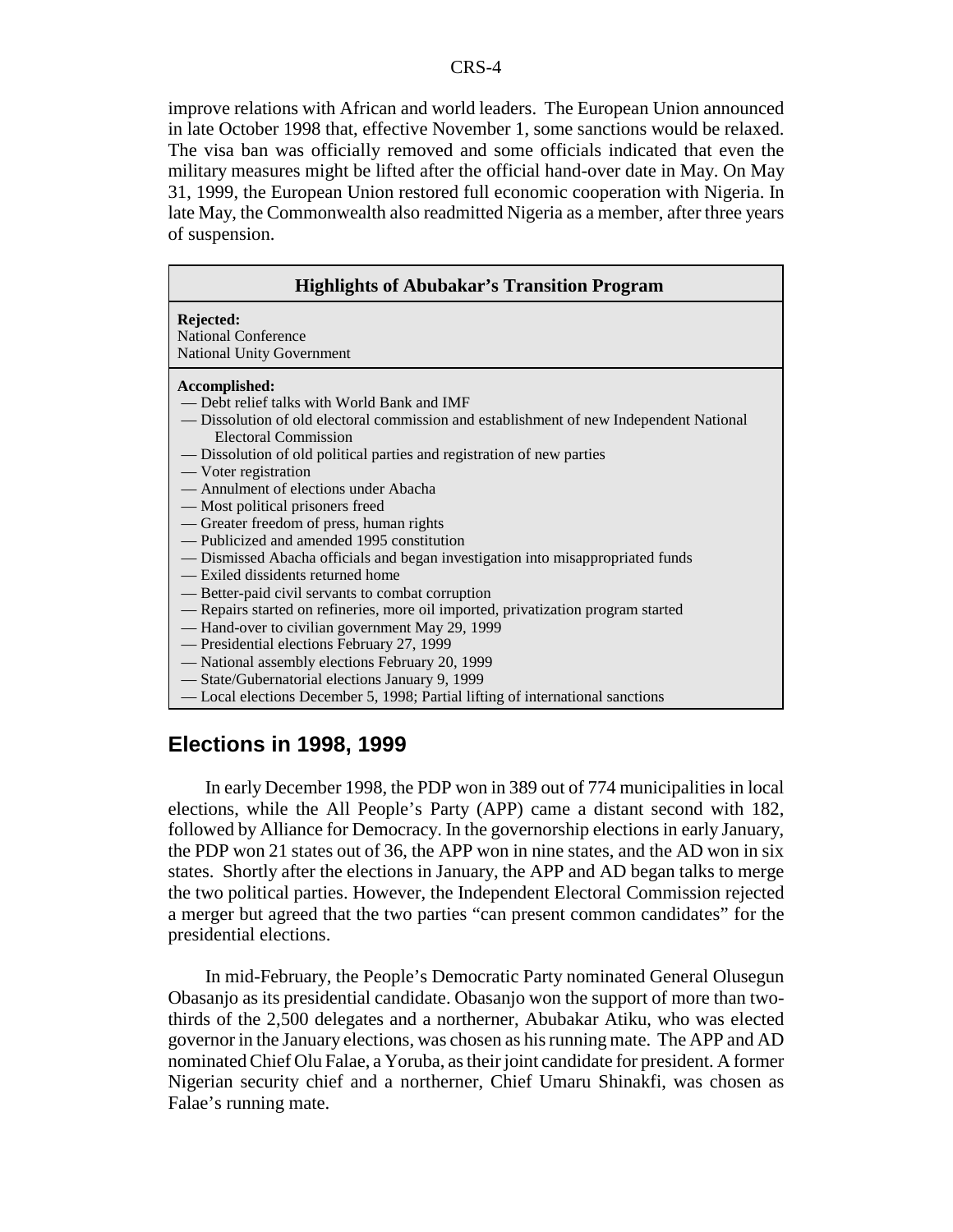improve relations with African and world leaders. The European Union announced in late October 1998 that, effective November 1, some sanctions would be relaxed. The visa ban was officially removed and some officials indicated that even the military measures might be lifted after the official hand-over date in May. On May 31, 1999, the European Union restored full economic cooperation with Nigeria. In late May, the Commonwealth also readmitted Nigeria as a member, after three years of suspension.

| **Highlights of Abubakar's Transition Program** |
|---|
| **Rejected:**<br>National Conference<br>National Unity Government |
| **Accomplished:**<br>— Debt relief talks with World Bank and IMF<br>— Dissolution of old electoral commission and establishment of new Independent National Electoral Commission<br>— Dissolution of old political parties and registration of new parties<br>— Voter registration<br>— Annulment of elections under Abacha<br>— Most political prisoners freed<br>— Greater freedom of press, human rights<br>— Publicized and amended 1995 constitution<br>— Dismissed Abacha officials and began investigation into misappropriated funds<br>— Exiled dissidents returned home<br>— Better-paid civil servants to combat corruption<br>— Repairs started on refineries, more oil imported, privatization program started<br>— Hand-over to civilian government May 29, 1999<br>— Presidential elections February 27, 1999<br>— National assembly elections February 20, 1999<br>— State/Gubernatorial elections January 9, 1999<br>— Local elections December 5, 1998; Partial lifting of international sanctions |

## Elections in 1998, 1999

In early December 1998, the PDP won in 389 out of 774 municipalities in local elections, while the All People's Party (APP) came a distant second with 182, followed by Alliance for Democracy. In the governorship elections in early January, the PDP won 21 states out of 36, the APP won in nine states, and the AD won in six states. Shortly after the elections in January, the APP and AD began talks to merge the two political parties. However, the Independent Electoral Commission rejected a merger but agreed that the two parties "can present common candidates" for the presidential elections.

In mid-February, the People's Democratic Party nominated General Olusegun Obasanjo as its presidential candidate. Obasanjo won the support of more than two-thirds of the 2,500 delegates and a northerner, Abubakar Atiku, who was elected governor in the January elections, was chosen as his running mate. The APP and AD nominated Chief Olu Falae, a Yoruba, as their joint candidate for president. A former Nigerian security chief and a northerner, Chief Umaru Shinakfi, was chosen as Falae's running mate.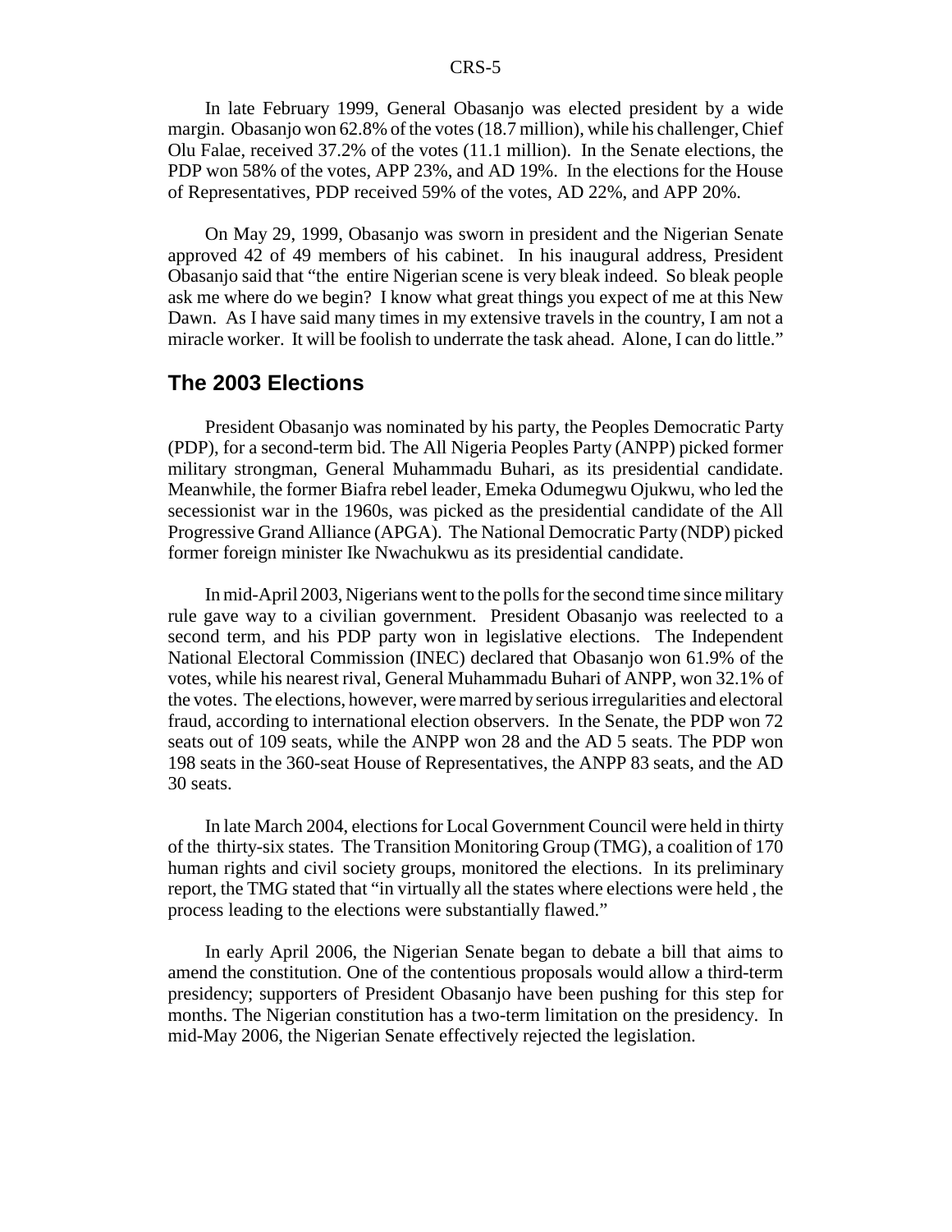In late February 1999, General Obasanjo was elected president by a wide margin. Obasanjo won 62.8% of the votes (18.7 million), while his challenger, Chief Olu Falae, received 37.2% of the votes (11.1 million). In the Senate elections, the PDP won 58% of the votes, APP 23%, and AD 19%. In the elections for the House of Representatives, PDP received 59% of the votes, AD 22%, and APP 20%.

On May 29, 1999, Obasanjo was sworn in president and the Nigerian Senate approved 42 of 49 members of his cabinet. In his inaugural address, President Obasanjo said that "the entire Nigerian scene is very bleak indeed. So bleak people ask me where do we begin? I know what great things you expect of me at this New Dawn. As I have said many times in my extensive travels in the country, I am not a miracle worker. It will be foolish to underrate the task ahead. Alone, I can do little."

## The 2003 Elections

President Obasanjo was nominated by his party, the Peoples Democratic Party (PDP), for a second-term bid. The All Nigeria Peoples Party (ANPP) picked former military strongman, General Muhammadu Buhari, as its presidential candidate. Meanwhile, the former Biafra rebel leader, Emeka Odumegwu Ojukwu, who led the secessionist war in the 1960s, was picked as the presidential candidate of the All Progressive Grand Alliance (APGA). The National Democratic Party (NDP) picked former foreign minister Ike Nwachukwu as its presidential candidate.

In mid-April 2003, Nigerians went to the polls for the second time since military rule gave way to a civilian government. President Obasanjo was reelected to a second term, and his PDP party won in legislative elections. The Independent National Electoral Commission (INEC) declared that Obasanjo won 61.9% of the votes, while his nearest rival, General Muhammadu Buhari of ANPP, won 32.1% of the votes. The elections, however, were marred by serious irregularities and electoral fraud, according to international election observers. In the Senate, the PDP won 72 seats out of 109 seats, while the ANPP won 28 and the AD 5 seats. The PDP won 198 seats in the 360-seat House of Representatives, the ANPP 83 seats, and the AD 30 seats.

In late March 2004, elections for Local Government Council were held in thirty of the thirty-six states. The Transition Monitoring Group (TMG), a coalition of 170 human rights and civil society groups, monitored the elections. In its preliminary report, the TMG stated that "in virtually all the states where elections were held , the process leading to the elections were substantially flawed."

In early April 2006, the Nigerian Senate began to debate a bill that aims to amend the constitution. One of the contentious proposals would allow a third-term presidency; supporters of President Obasanjo have been pushing for this step for months. The Nigerian constitution has a two-term limitation on the presidency. In mid-May 2006, the Nigerian Senate effectively rejected the legislation.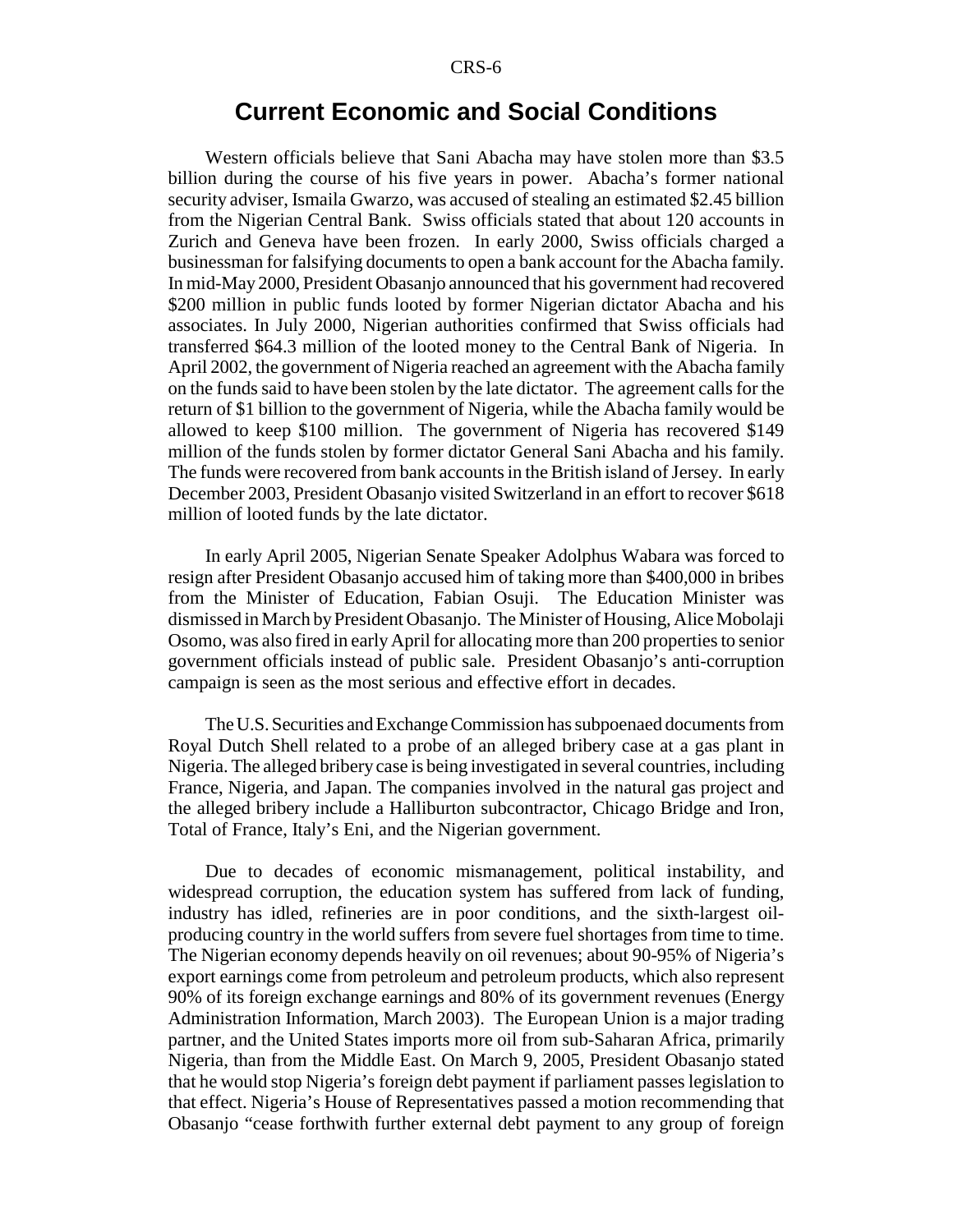## Current Economic and Social Conditions

Western officials believe that Sani Abacha may have stolen more than $3.5 billion during the course of his five years in power. Abacha's former national security adviser, Ismaila Gwarzo, was accused of stealing an estimated $2.45 billion from the Nigerian Central Bank. Swiss officials stated that about 120 accounts in Zurich and Geneva have been frozen. In early 2000, Swiss officials charged a businessman for falsifying documents to open a bank account for the Abacha family. In mid-May 2000, President Obasanjo announced that his government had recovered $200 million in public funds looted by former Nigerian dictator Abacha and his associates. In July 2000, Nigerian authorities confirmed that Swiss officials had transferred $64.3 million of the looted money to the Central Bank of Nigeria. In April 2002, the government of Nigeria reached an agreement with the Abacha family on the funds said to have been stolen by the late dictator. The agreement calls for the return of $1 billion to the government of Nigeria, while the Abacha family would be allowed to keep $100 million. The government of Nigeria has recovered $149 million of the funds stolen by former dictator General Sani Abacha and his family. The funds were recovered from bank accounts in the British island of Jersey. In early December 2003, President Obasanjo visited Switzerland in an effort to recover $618 million of looted funds by the late dictator.

In early April 2005, Nigerian Senate Speaker Adolphus Wabara was forced to resign after President Obasanjo accused him of taking more than $400,000 in bribes from the Minister of Education, Fabian Osuji. The Education Minister was dismissed in March by President Obasanjo. The Minister of Housing, Alice Mobolaji Osomo, was also fired in early April for allocating more than 200 properties to senior government officials instead of public sale. President Obasanjo's anti-corruption campaign is seen as the most serious and effective effort in decades.

The U.S. Securities and Exchange Commission has subpoenaed documents from Royal Dutch Shell related to a probe of an alleged bribery case at a gas plant in Nigeria. The alleged bribery case is being investigated in several countries, including France, Nigeria, and Japan. The companies involved in the natural gas project and the alleged bribery include a Halliburton subcontractor, Chicago Bridge and Iron, Total of France, Italy's Eni, and the Nigerian government.

Due to decades of economic mismanagement, political instability, and widespread corruption, the education system has suffered from lack of funding, industry has idled, refineries are in poor conditions, and the sixth-largest oil-producing country in the world suffers from severe fuel shortages from time to time. The Nigerian economy depends heavily on oil revenues; about 90-95% of Nigeria's export earnings come from petroleum and petroleum products, which also represent 90% of its foreign exchange earnings and 80% of its government revenues (Energy Administration Information, March 2003). The European Union is a major trading partner, and the United States imports more oil from sub-Saharan Africa, primarily Nigeria, than from the Middle East. On March 9, 2005, President Obasanjo stated that he would stop Nigeria's foreign debt payment if parliament passes legislation to that effect. Nigeria's House of Representatives passed a motion recommending that Obasanjo "cease forthwith further external debt payment to any group of foreign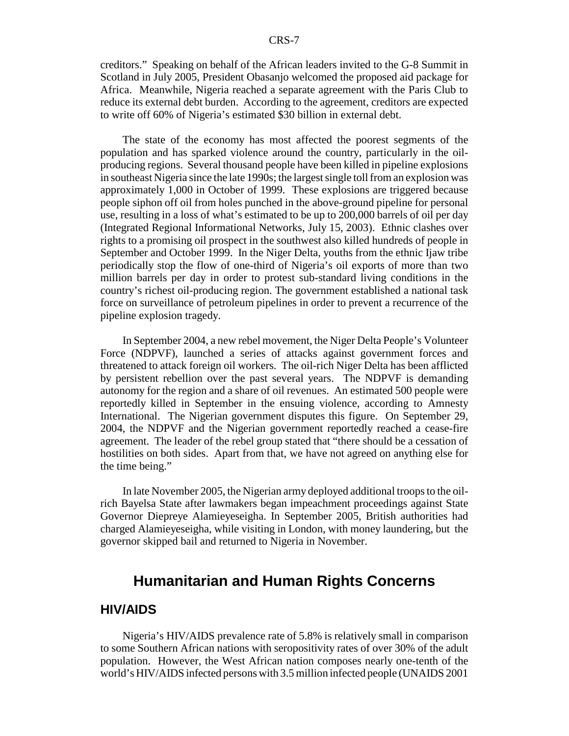creditors." Speaking on behalf of the African leaders invited to the G-8 Summit in Scotland in July 2005, President Obasanjo welcomed the proposed aid package for Africa. Meanwhile, Nigeria reached a separate agreement with the Paris Club to reduce its external debt burden. According to the agreement, creditors are expected to write off 60% of Nigeria's estimated $30 billion in external debt.

The state of the economy has most affected the poorest segments of the population and has sparked violence around the country, particularly in the oil-producing regions. Several thousand people have been killed in pipeline explosions in southeast Nigeria since the late 1990s; the largest single toll from an explosion was approximately 1,000 in October of 1999. These explosions are triggered because people siphon off oil from holes punched in the above-ground pipeline for personal use, resulting in a loss of what's estimated to be up to 200,000 barrels of oil per day (Integrated Regional Informational Networks, July 15, 2003). Ethnic clashes over rights to a promising oil prospect in the southwest also killed hundreds of people in September and October 1999. In the Niger Delta, youths from the ethnic Ijaw tribe periodically stop the flow of one-third of Nigeria's oil exports of more than two million barrels per day in order to protest sub-standard living conditions in the country's richest oil-producing region. The government established a national task force on surveillance of petroleum pipelines in order to prevent a recurrence of the pipeline explosion tragedy.

In September 2004, a new rebel movement, the Niger Delta People's Volunteer Force (NDPVF), launched a series of attacks against government forces and threatened to attack foreign oil workers. The oil-rich Niger Delta has been afflicted by persistent rebellion over the past several years. The NDPVF is demanding autonomy for the region and a share of oil revenues. An estimated 500 people were reportedly killed in September in the ensuing violence, according to Amnesty International. The Nigerian government disputes this figure. On September 29, 2004, the NDPVF and the Nigerian government reportedly reached a cease-fire agreement. The leader of the rebel group stated that "there should be a cessation of hostilities on both sides. Apart from that, we have not agreed on anything else for the time being."

In late November 2005, the Nigerian army deployed additional troops to the oil-rich Bayelsa State after lawmakers began impeachment proceedings against State Governor Diepreye Alamieyeseigha. In September 2005, British authorities had charged Alamieyeseigha, while visiting in London, with money laundering, but the governor skipped bail and returned to Nigeria in November.

## Humanitarian and Human Rights Concerns

### HIV/AIDS

Nigeria's HIV/AIDS prevalence rate of 5.8% is relatively small in comparison to some Southern African nations with seropositivity rates of over 30% of the adult population. However, the West African nation composes nearly one-tenth of the world's HIV/AIDS infected persons with 3.5 million infected people (UNAIDS 2001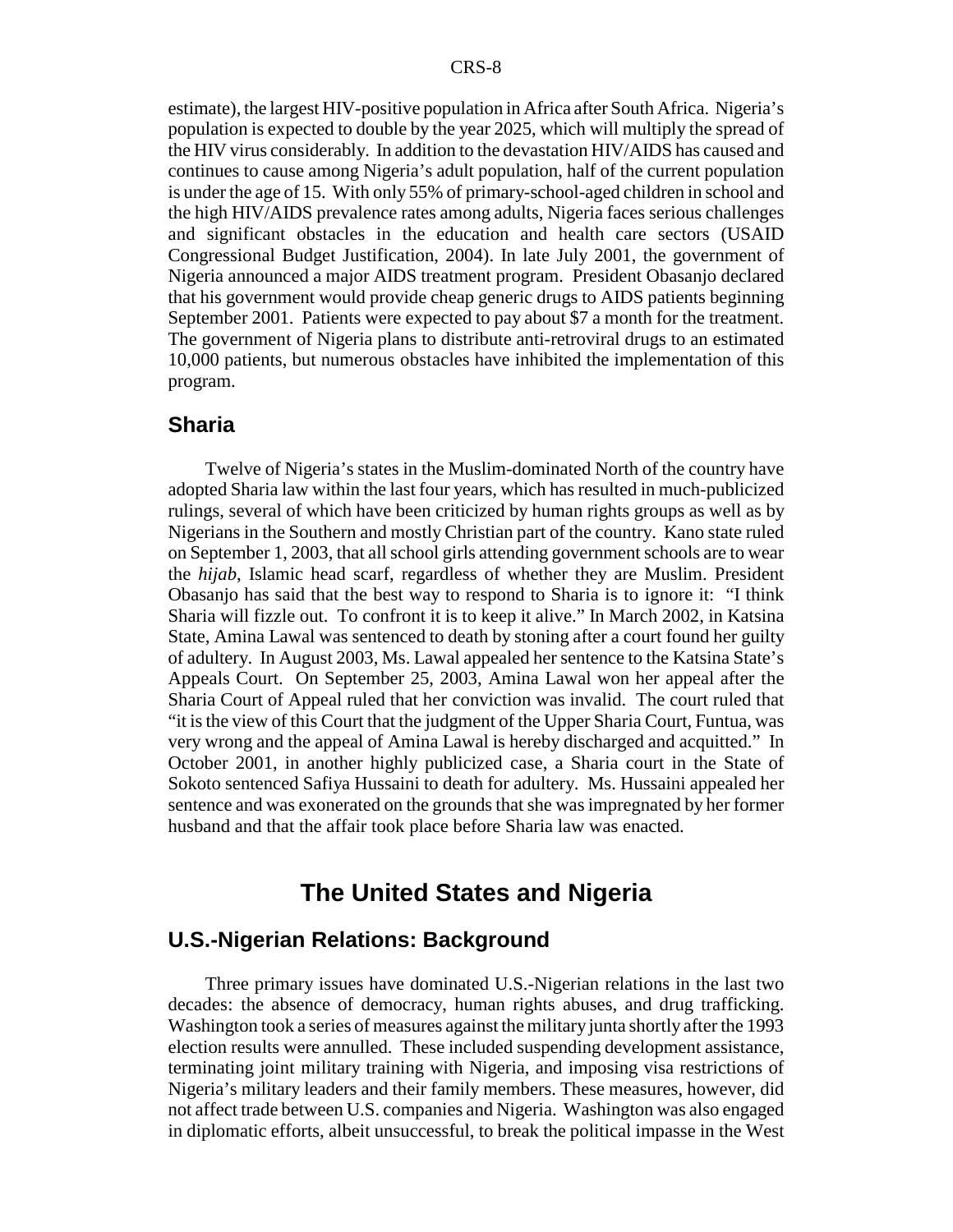estimate), the largest HIV-positive population in Africa after South Africa. Nigeria's population is expected to double by the year 2025, which will multiply the spread of the HIV virus considerably. In addition to the devastation HIV/AIDS has caused and continues to cause among Nigeria's adult population, half of the current population is under the age of 15. With only 55% of primary-school-aged children in school and the high HIV/AIDS prevalence rates among adults, Nigeria faces serious challenges and significant obstacles in the education and health care sectors (USAID Congressional Budget Justification, 2004). In late July 2001, the government of Nigeria announced a major AIDS treatment program. President Obasanjo declared that his government would provide cheap generic drugs to AIDS patients beginning September 2001. Patients were expected to pay about $7 a month for the treatment. The government of Nigeria plans to distribute anti-retroviral drugs to an estimated 10,000 patients, but numerous obstacles have inhibited the implementation of this program.

### Sharia

Twelve of Nigeria's states in the Muslim-dominated North of the country have adopted Sharia law within the last four years, which has resulted in much-publicized rulings, several of which have been criticized by human rights groups as well as by Nigerians in the Southern and mostly Christian part of the country. Kano state ruled on September 1, 2003, that all school girls attending government schools are to wear the *hijab*, Islamic head scarf, regardless of whether they are Muslim. President Obasanjo has said that the best way to respond to Sharia is to ignore it: "I think Sharia will fizzle out. To confront it is to keep it alive." In March 2002, in Katsina State, Amina Lawal was sentenced to death by stoning after a court found her guilty of adultery. In August 2003, Ms. Lawal appealed her sentence to the Katsina State's Appeals Court. On September 25, 2003, Amina Lawal won her appeal after the Sharia Court of Appeal ruled that her conviction was invalid. The court ruled that "it is the view of this Court that the judgment of the Upper Sharia Court, Funtua, was very wrong and the appeal of Amina Lawal is hereby discharged and acquitted." In October 2001, in another highly publicized case, a Sharia court in the State of Sokoto sentenced Safiya Hussaini to death for adultery. Ms. Hussaini appealed her sentence and was exonerated on the grounds that she was impregnated by her former husband and that the affair took place before Sharia law was enacted.

## The United States and Nigeria

### U.S.-Nigerian Relations: Background

Three primary issues have dominated U.S.-Nigerian relations in the last two decades: the absence of democracy, human rights abuses, and drug trafficking. Washington took a series of measures against the military junta shortly after the 1993 election results were annulled. These included suspending development assistance, terminating joint military training with Nigeria, and imposing visa restrictions of Nigeria's military leaders and their family members. These measures, however, did not affect trade between U.S. companies and Nigeria. Washington was also engaged in diplomatic efforts, albeit unsuccessful, to break the political impasse in the West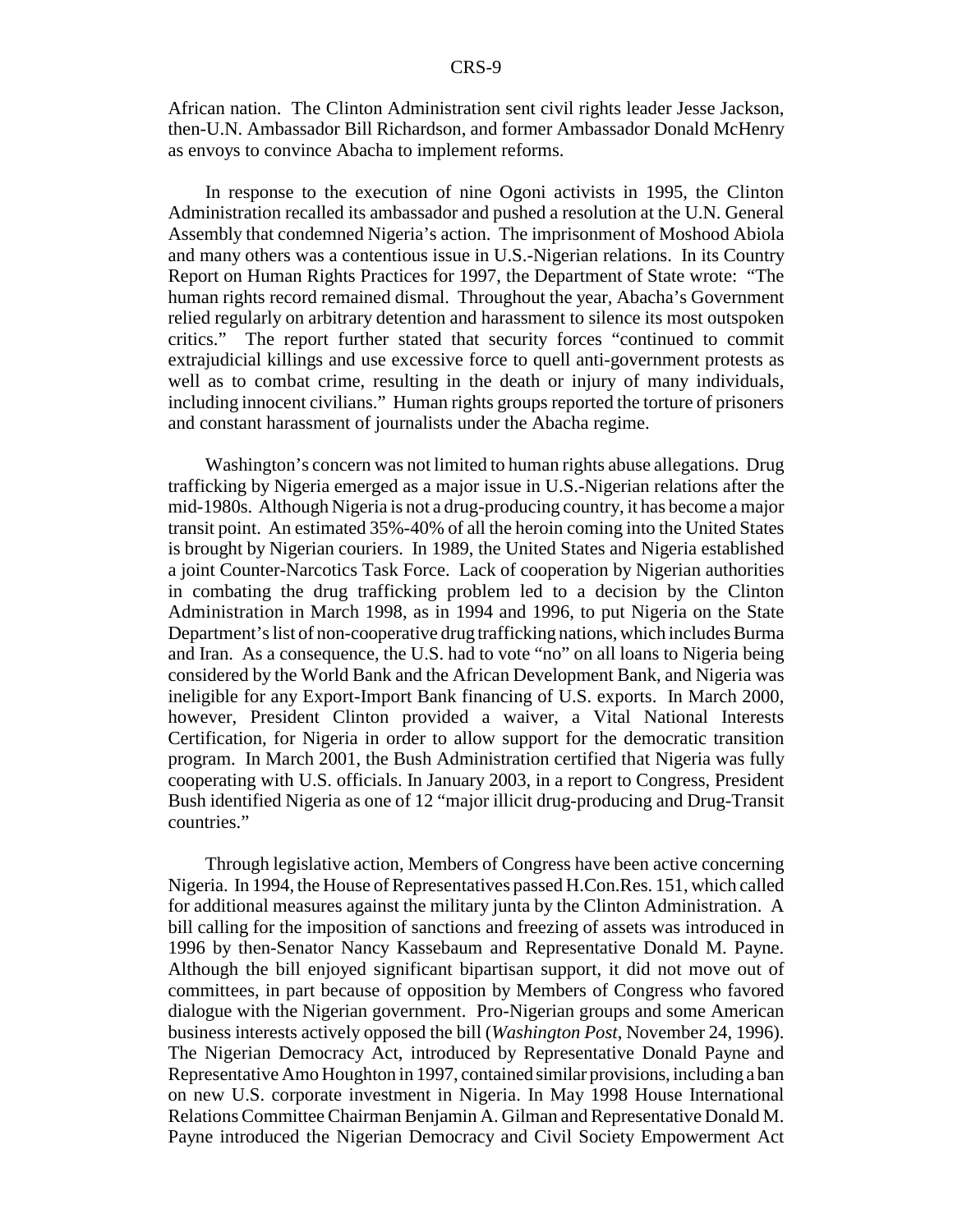African nation. The Clinton Administration sent civil rights leader Jesse Jackson, then-U.N. Ambassador Bill Richardson, and former Ambassador Donald McHenry as envoys to convince Abacha to implement reforms.

In response to the execution of nine Ogoni activists in 1995, the Clinton Administration recalled its ambassador and pushed a resolution at the U.N. General Assembly that condemned Nigeria's action. The imprisonment of Moshood Abiola and many others was a contentious issue in U.S.-Nigerian relations. In its Country Report on Human Rights Practices for 1997, the Department of State wrote: "The human rights record remained dismal. Throughout the year, Abacha's Government relied regularly on arbitrary detention and harassment to silence its most outspoken critics." The report further stated that security forces "continued to commit extrajudicial killings and use excessive force to quell anti-government protests as well as to combat crime, resulting in the death or injury of many individuals, including innocent civilians." Human rights groups reported the torture of prisoners and constant harassment of journalists under the Abacha regime.

Washington's concern was not limited to human rights abuse allegations. Drug trafficking by Nigeria emerged as a major issue in U.S.-Nigerian relations after the mid-1980s. Although Nigeria is not a drug-producing country, it has become a major transit point. An estimated 35%-40% of all the heroin coming into the United States is brought by Nigerian couriers. In 1989, the United States and Nigeria established a joint Counter-Narcotics Task Force. Lack of cooperation by Nigerian authorities in combating the drug trafficking problem led to a decision by the Clinton Administration in March 1998, as in 1994 and 1996, to put Nigeria on the State Department's list of non-cooperative drug trafficking nations, which includes Burma and Iran. As a consequence, the U.S. had to vote "no" on all loans to Nigeria being considered by the World Bank and the African Development Bank, and Nigeria was ineligible for any Export-Import Bank financing of U.S. exports. In March 2000, however, President Clinton provided a waiver, a Vital National Interests Certification, for Nigeria in order to allow support for the democratic transition program. In March 2001, the Bush Administration certified that Nigeria was fully cooperating with U.S. officials. In January 2003, in a report to Congress, President Bush identified Nigeria as one of 12 "major illicit drug-producing and Drug-Transit countries."

Through legislative action, Members of Congress have been active concerning Nigeria. In 1994, the House of Representatives passed H.Con.Res. 151, which called for additional measures against the military junta by the Clinton Administration. A bill calling for the imposition of sanctions and freezing of assets was introduced in 1996 by then-Senator Nancy Kassebaum and Representative Donald M. Payne. Although the bill enjoyed significant bipartisan support, it did not move out of committees, in part because of opposition by Members of Congress who favored dialogue with the Nigerian government. Pro-Nigerian groups and some American business interests actively opposed the bill (*Washington Post*, November 24, 1996). The Nigerian Democracy Act, introduced by Representative Donald Payne and Representative Amo Houghton in 1997, contained similar provisions, including a ban on new U.S. corporate investment in Nigeria. In May 1998 House International Relations Committee Chairman Benjamin A. Gilman and Representative Donald M. Payne introduced the Nigerian Democracy and Civil Society Empowerment Act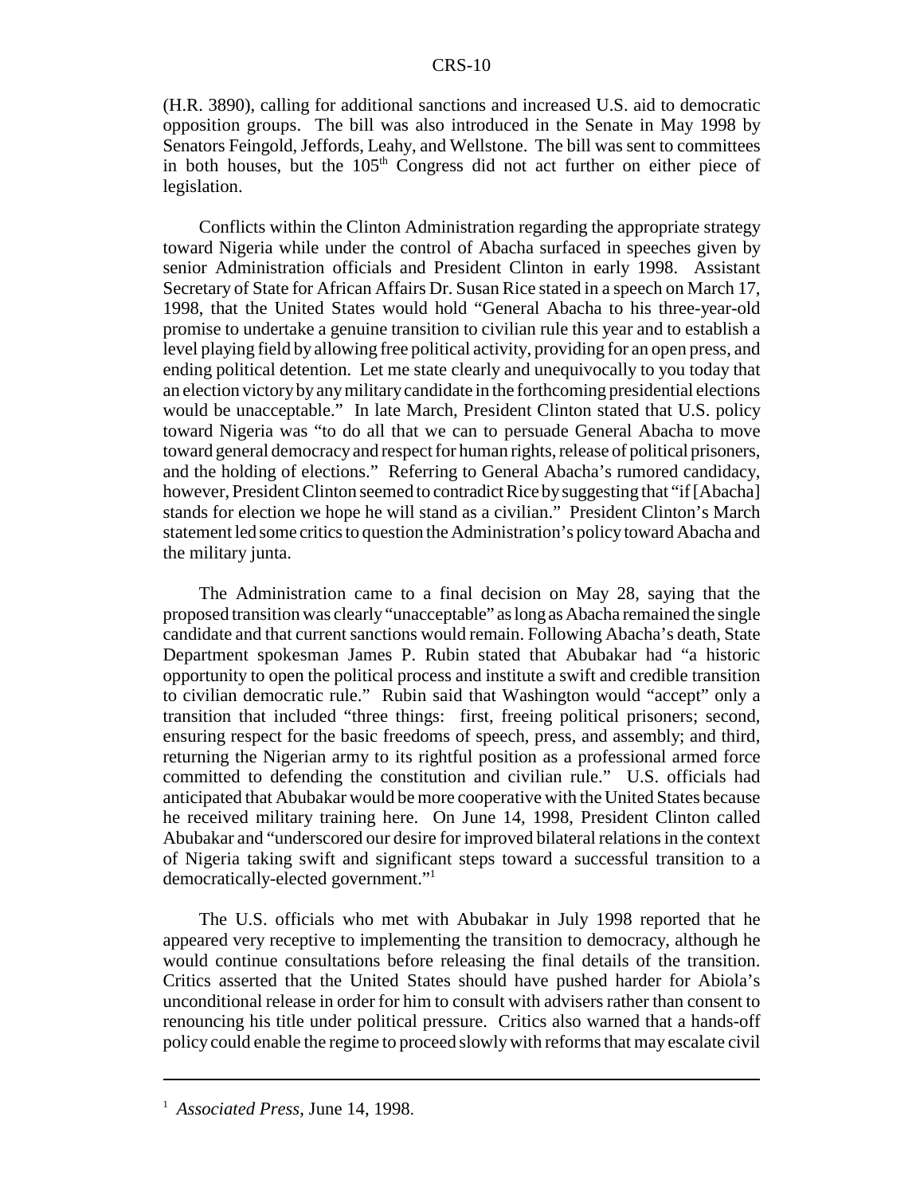(H.R. 3890), calling for additional sanctions and increased U.S. aid to democratic opposition groups. The bill was also introduced in the Senate in May 1998 by Senators Feingold, Jeffords, Leahy, and Wellstone. The bill was sent to committees in both houses, but the 105th Congress did not act further on either piece of legislation.

Conflicts within the Clinton Administration regarding the appropriate strategy toward Nigeria while under the control of Abacha surfaced in speeches given by senior Administration officials and President Clinton in early 1998. Assistant Secretary of State for African Affairs Dr. Susan Rice stated in a speech on March 17, 1998, that the United States would hold "General Abacha to his three-year-old promise to undertake a genuine transition to civilian rule this year and to establish a level playing field by allowing free political activity, providing for an open press, and ending political detention. Let me state clearly and unequivocally to you today that an election victory by any military candidate in the forthcoming presidential elections would be unacceptable." In late March, President Clinton stated that U.S. policy toward Nigeria was "to do all that we can to persuade General Abacha to move toward general democracy and respect for human rights, release of political prisoners, and the holding of elections." Referring to General Abacha's rumored candidacy, however, President Clinton seemed to contradict Rice by suggesting that "if [Abacha] stands for election we hope he will stand as a civilian." President Clinton's March statement led some critics to question the Administration's policy toward Abacha and the military junta.

The Administration came to a final decision on May 28, saying that the proposed transition was clearly "unacceptable" as long as Abacha remained the single candidate and that current sanctions would remain. Following Abacha's death, State Department spokesman James P. Rubin stated that Abubakar had "a historic opportunity to open the political process and institute a swift and credible transition to civilian democratic rule." Rubin said that Washington would "accept" only a transition that included "three things: first, freeing political prisoners; second, ensuring respect for the basic freedoms of speech, press, and assembly; and third, returning the Nigerian army to its rightful position as a professional armed force committed to defending the constitution and civilian rule." U.S. officials had anticipated that Abubakar would be more cooperative with the United States because he received military training here. On June 14, 1998, President Clinton called Abubakar and "underscored our desire for improved bilateral relations in the context of Nigeria taking swift and significant steps toward a successful transition to a democratically-elected government."[1]

The U.S. officials who met with Abubakar in July 1998 reported that he appeared very receptive to implementing the transition to democracy, although he would continue consultations before releasing the final details of the transition. Critics asserted that the United States should have pushed harder for Abiola's unconditional release in order for him to consult with advisers rather than consent to renouncing his title under political pressure. Critics also warned that a hands-off policy could enable the regime to proceed slowly with reforms that may escalate civil

---

[1] *Associated Press*, June 14, 1998.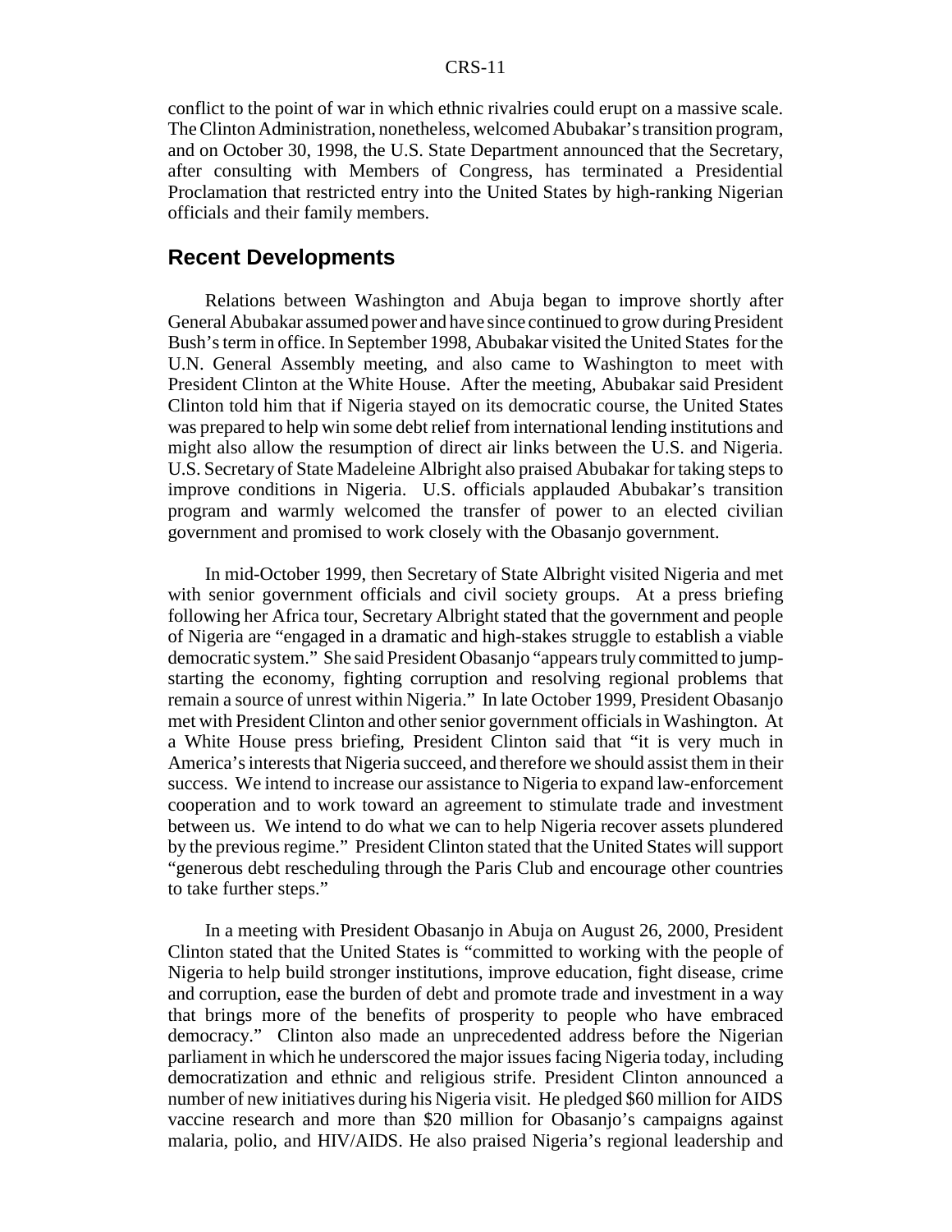conflict to the point of war in which ethnic rivalries could erupt on a massive scale. The Clinton Administration, nonetheless, welcomed Abubakar's transition program, and on October 30, 1998, the U.S. State Department announced that the Secretary, after consulting with Members of Congress, has terminated a Presidential Proclamation that restricted entry into the United States by high-ranking Nigerian officials and their family members.

## Recent Developments

Relations between Washington and Abuja began to improve shortly after General Abubakar assumed power and have since continued to grow during President Bush's term in office. In September 1998, Abubakar visited the United States for the U.N. General Assembly meeting, and also came to Washington to meet with President Clinton at the White House. After the meeting, Abubakar said President Clinton told him that if Nigeria stayed on its democratic course, the United States was prepared to help win some debt relief from international lending institutions and might also allow the resumption of direct air links between the U.S. and Nigeria. U.S. Secretary of State Madeleine Albright also praised Abubakar for taking steps to improve conditions in Nigeria. U.S. officials applauded Abubakar's transition program and warmly welcomed the transfer of power to an elected civilian government and promised to work closely with the Obasanjo government.

In mid-October 1999, then Secretary of State Albright visited Nigeria and met with senior government officials and civil society groups. At a press briefing following her Africa tour, Secretary Albright stated that the government and people of Nigeria are "engaged in a dramatic and high-stakes struggle to establish a viable democratic system." She said President Obasanjo "appears truly committed to jump-starting the economy, fighting corruption and resolving regional problems that remain a source of unrest within Nigeria." In late October 1999, President Obasanjo met with President Clinton and other senior government officials in Washington. At a White House press briefing, President Clinton said that "it is very much in America's interests that Nigeria succeed, and therefore we should assist them in their success. We intend to increase our assistance to Nigeria to expand law-enforcement cooperation and to work toward an agreement to stimulate trade and investment between us. We intend to do what we can to help Nigeria recover assets plundered by the previous regime." President Clinton stated that the United States will support "generous debt rescheduling through the Paris Club and encourage other countries to take further steps."

In a meeting with President Obasanjo in Abuja on August 26, 2000, President Clinton stated that the United States is "committed to working with the people of Nigeria to help build stronger institutions, improve education, fight disease, crime and corruption, ease the burden of debt and promote trade and investment in a way that brings more of the benefits of prosperity to people who have embraced democracy." Clinton also made an unprecedented address before the Nigerian parliament in which he underscored the major issues facing Nigeria today, including democratization and ethnic and religious strife. President Clinton announced a number of new initiatives during his Nigeria visit. He pledged $60 million for AIDS vaccine research and more than $20 million for Obasanjo's campaigns against malaria, polio, and HIV/AIDS. He also praised Nigeria's regional leadership and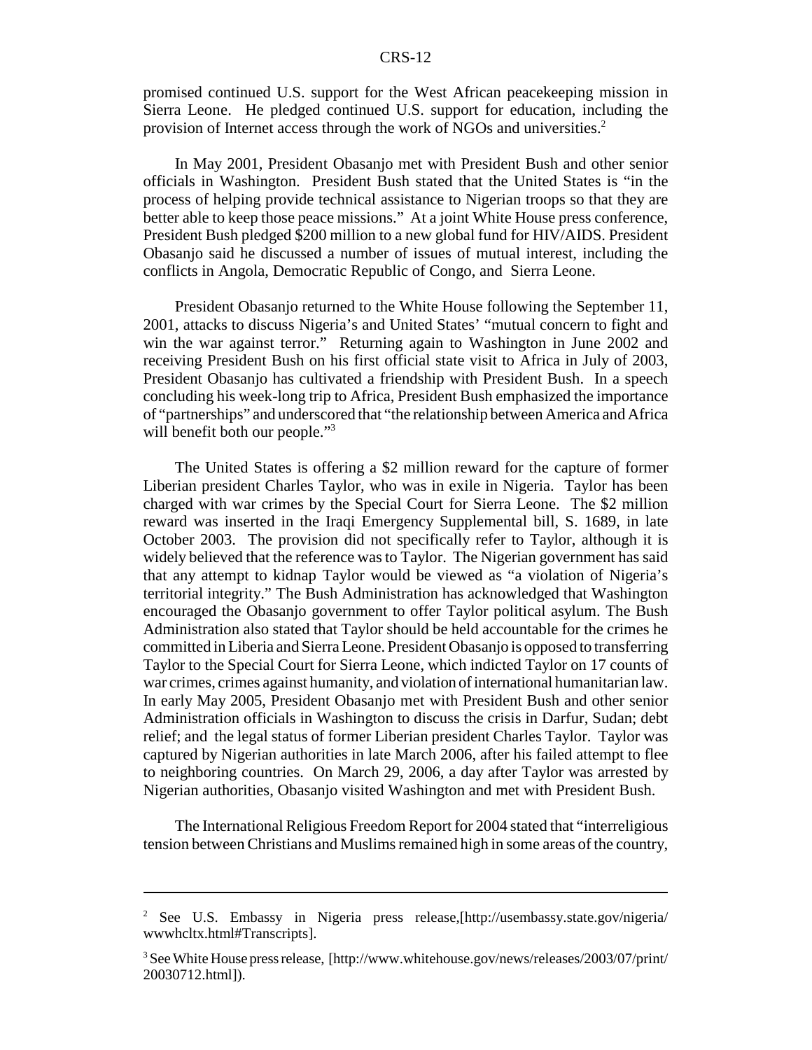promised continued U.S. support for the West African peacekeeping mission in Sierra Leone. He pledged continued U.S. support for education, including the provision of Internet access through the work of NGOs and universities.[2]

In May 2001, President Obasanjo met with President Bush and other senior officials in Washington. President Bush stated that the United States is "in the process of helping provide technical assistance to Nigerian troops so that they are better able to keep those peace missions." At a joint White House press conference, President Bush pledged $200 million to a new global fund for HIV/AIDS. President Obasanjo said he discussed a number of issues of mutual interest, including the conflicts in Angola, Democratic Republic of Congo, and Sierra Leone.

President Obasanjo returned to the White House following the September 11, 2001, attacks to discuss Nigeria's and United States' "mutual concern to fight and win the war against terror." Returning again to Washington in June 2002 and receiving President Bush on his first official state visit to Africa in July of 2003, President Obasanjo has cultivated a friendship with President Bush. In a speech concluding his week-long trip to Africa, President Bush emphasized the importance of "partnerships" and underscored that "the relationship between America and Africa will benefit both our people."[3]

The United States is offering a $2 million reward for the capture of former Liberian president Charles Taylor, who was in exile in Nigeria. Taylor has been charged with war crimes by the Special Court for Sierra Leone. The $2 million reward was inserted in the Iraqi Emergency Supplemental bill, S. 1689, in late October 2003. The provision did not specifically refer to Taylor, although it is widely believed that the reference was to Taylor. The Nigerian government has said that any attempt to kidnap Taylor would be viewed as "a violation of Nigeria's territorial integrity." The Bush Administration has acknowledged that Washington encouraged the Obasanjo government to offer Taylor political asylum. The Bush Administration also stated that Taylor should be held accountable for the crimes he committed in Liberia and Sierra Leone. President Obasanjo is opposed to transferring Taylor to the Special Court for Sierra Leone, which indicted Taylor on 17 counts of war crimes, crimes against humanity, and violation of international humanitarian law. In early May 2005, President Obasanjo met with President Bush and other senior Administration officials in Washington to discuss the crisis in Darfur, Sudan; debt relief; and the legal status of former Liberian president Charles Taylor. Taylor was captured by Nigerian authorities in late March 2006, after his failed attempt to flee to neighboring countries. On March 29, 2006, a day after Taylor was arrested by Nigerian authorities, Obasanjo visited Washington and met with President Bush.

The International Religious Freedom Report for 2004 stated that "interreligious tension between Christians and Muslims remained high in some areas of the country,

---

[2] See U.S. Embassy in Nigeria press release,[http://usembassy.state.gov/nigeria/wwwhcltx.html#Transcripts].

[3] See White House press release, [http://www.whitehouse.gov/news/releases/2003/07/print/20030712.html]).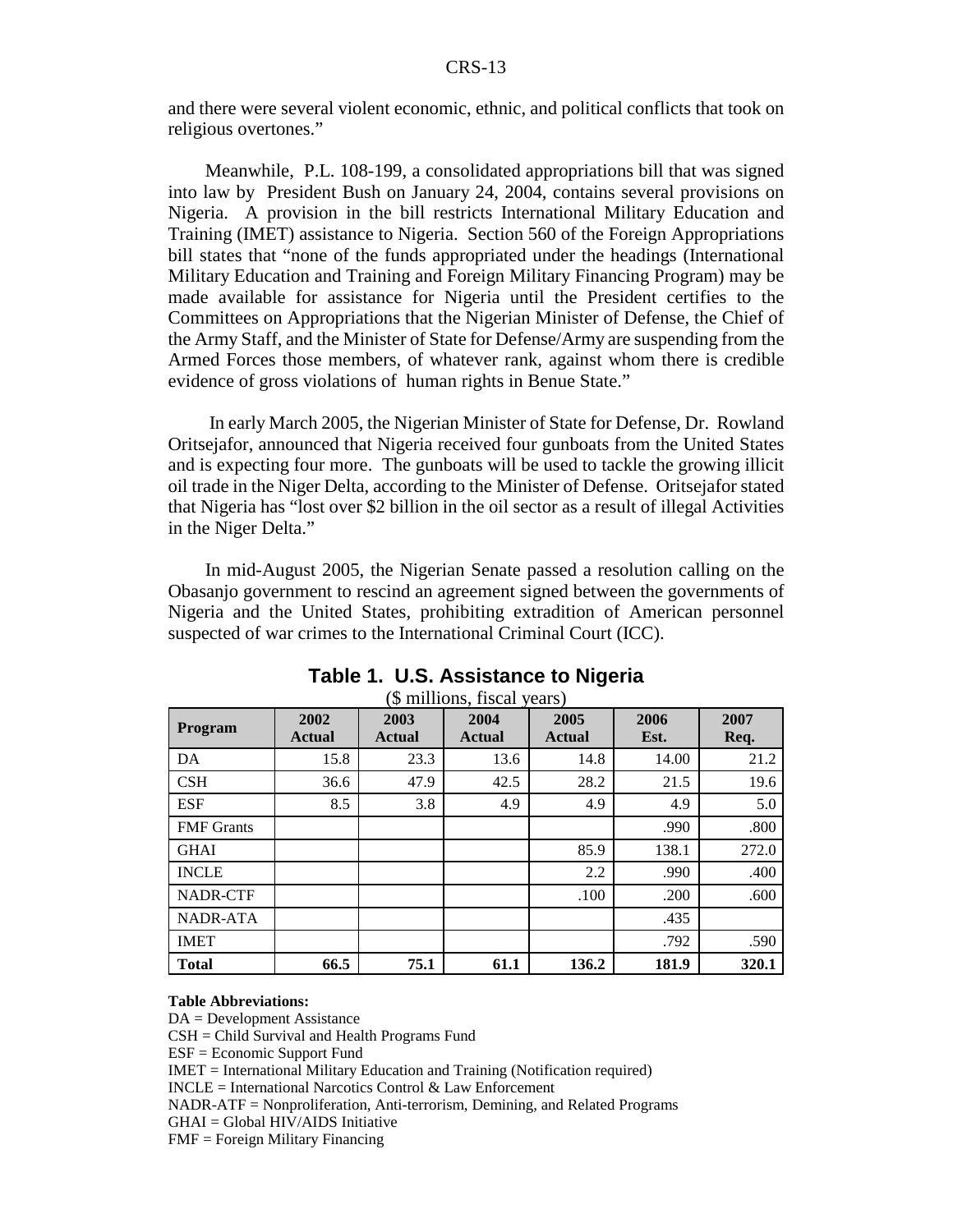and there were several violent economic, ethnic, and political conflicts that took on religious overtones."

Meanwhile, P.L. 108-199, a consolidated appropriations bill that was signed into law by President Bush on January 24, 2004, contains several provisions on Nigeria. A provision in the bill restricts International Military Education and Training (IMET) assistance to Nigeria. Section 560 of the Foreign Appropriations bill states that "none of the funds appropriated under the headings (International Military Education and Training and Foreign Military Financing Program) may be made available for assistance for Nigeria until the President certifies to the Committees on Appropriations that the Nigerian Minister of Defense, the Chief of the Army Staff, and the Minister of State for Defense/Army are suspending from the Armed Forces those members, of whatever rank, against whom there is credible evidence of gross violations of human rights in Benue State."

In early March 2005, the Nigerian Minister of State for Defense, Dr. Rowland Oritsejafor, announced that Nigeria received four gunboats from the United States and is expecting four more. The gunboats will be used to tackle the growing illicit oil trade in the Niger Delta, according to the Minister of Defense. Oritsejafor stated that Nigeria has "lost over $2 billion in the oil sector as a result of illegal Activities in the Niger Delta."

In mid-August 2005, the Nigerian Senate passed a resolution calling on the Obasanjo government to rescind an agreement signed between the governments of Nigeria and the United States, prohibiting extradition of American personnel suspected of war crimes to the International Criminal Court (ICC).

**Table 1. U.S. Assistance to Nigeria**

($ millions, fiscal years)

| Program | 2002 Actual | 2003 Actual | 2004 Actual | 2005 Actual | 2006 Est. | 2007 Req. |
|---|---|---|---|---|---|---|
| DA | 15.8 | 23.3 | 13.6 | 14.8 | 14.00 | 21.2 |
| CSH | 36.6 | 47.9 | 42.5 | 28.2 | 21.5 | 19.6 |
| ESF | 8.5 | 3.8 | 4.9 | 4.9 | 4.9 | 5.0 |
| FMF Grants | | | | | .990 | .800 |
| GHAI | | | | 85.9 | 138.1 | 272.0 |
| INCLE | | | | 2.2 | .990 | .400 |
| NADR-CTF | | | | .100 | .200 | .600 |
| NADR-ATA | | | | | .435 | |
| IMET | | | | | .792 | .590 |
| **Total** | **66.5** | **75.1** | **61.1** | **136.2** | **181.9** | **320.1** |

**Table Abbreviations:**

DA = Development Assistance
CSH = Child Survival and Health Programs Fund
ESF = Economic Support Fund
IMET = International Military Education and Training (Notification required)
INCLE = International Narcotics Control & Law Enforcement
NADR-ATF = Nonproliferation, Anti-terrorism, Demining, and Related Programs
GHAI = Global HIV/AIDS Initiative
FMF = Foreign Military Financing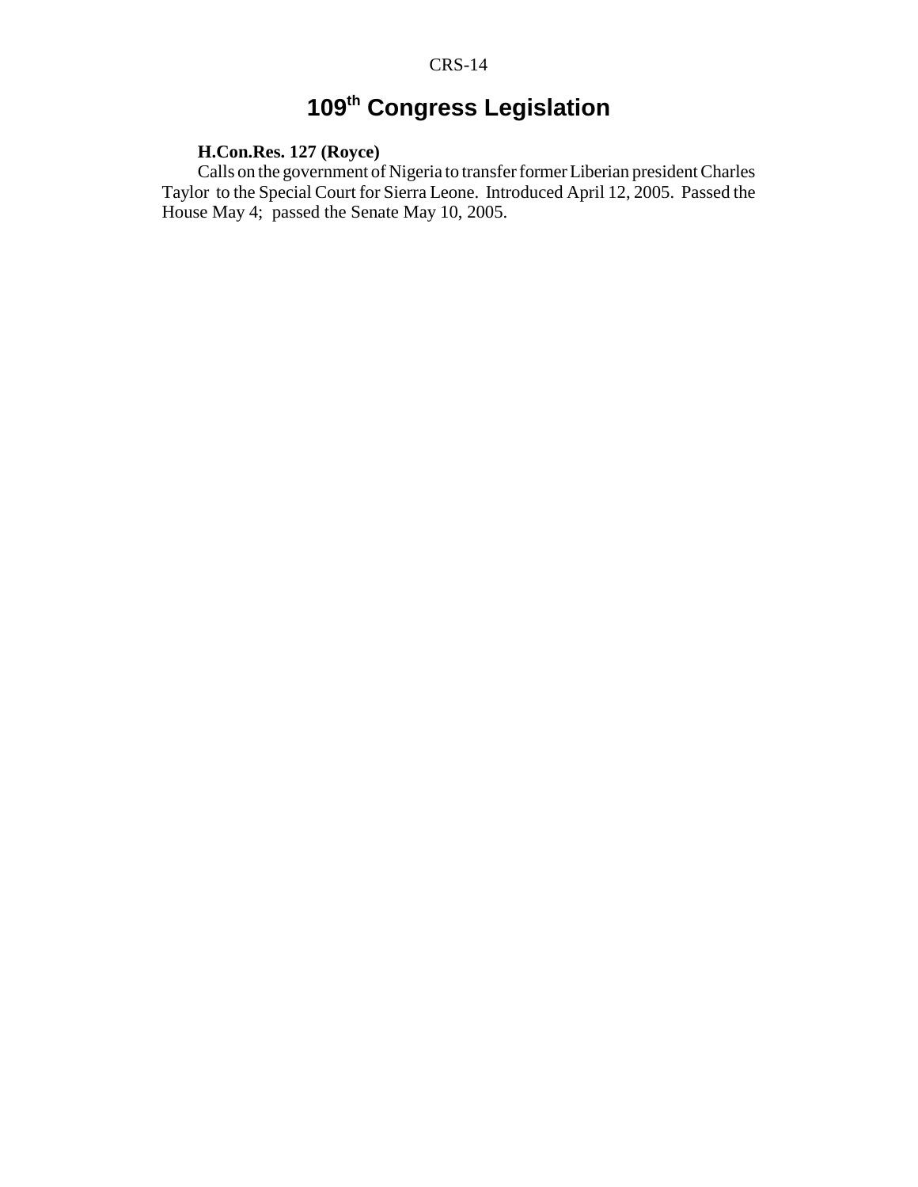# 109th Congress Legislation

**H.Con.Res. 127 (Royce)**

Calls on the government of Nigeria to transfer former Liberian president Charles Taylor to the Special Court for Sierra Leone. Introduced April 12, 2005. Passed the House May 4; passed the Senate May 10, 2005.